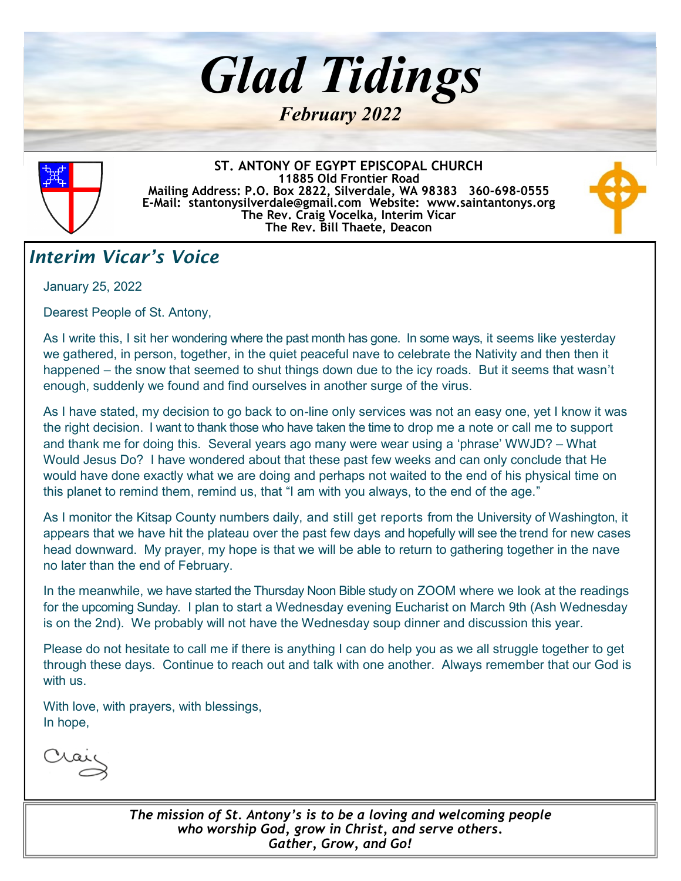# Glad Tidings

*February 2022*

**ST. ANTONY OF EGYPT EPISCOPAL CHURCH**
**11885 Old Frontier Road**
**Mailing Address: P.O. Box 2822, Silverdale, WA 98383 360-698-0555**
**E-Mail: stantonysilverdale@gmail.com Website: www.saintantonys.org**
**The Rev. Craig Vocelka, Interim Vicar**
**The Rev. Bill Thaete, Deacon**

## *Interim Vicar's Voice*

January 25, 2022

Dearest People of St. Antony,

As I write this, I sit her wondering where the past month has gone. In some ways, it seems like yesterday we gathered, in person, together, in the quiet peaceful nave to celebrate the Nativity and then then it happened – the snow that seemed to shut things down due to the icy roads. But it seems that wasn't enough, suddenly we found and find ourselves in another surge of the virus.

As I have stated, my decision to go back to on-line only services was not an easy one, yet I know it was the right decision. I want to thank those who have taken the time to drop me a note or call me to support and thank me for doing this. Several years ago many were wear using a 'phrase' WWJD? – What Would Jesus Do? I have wondered about that these past few weeks and can only conclude that He would have done exactly what we are doing and perhaps not waited to the end of his physical time on this planet to remind them, remind us, that "I am with you always, to the end of the age."

As I monitor the Kitsap County numbers daily, and still get reports from the University of Washington, it appears that we have hit the plateau over the past few days and hopefully will see the trend for new cases head downward. My prayer, my hope is that we will be able to return to gathering together in the nave no later than the end of February.

In the meanwhile, we have started the Thursday Noon Bible study on ZOOM where we look at the readings for the upcoming Sunday. I plan to start a Wednesday evening Eucharist on March 9th (Ash Wednesday is on the 2nd). We probably will not have the Wednesday soup dinner and discussion this year.

Please do not hesitate to call me if there is anything I can do help you as we all struggle together to get through these days. Continue to reach out and talk with one another. Always remember that our God is with us.

With love, with prayers, with blessings,
In hope,

Craig

*The mission of St. Antony's is to be a loving and welcoming people who worship God, grow in Christ, and serve others.*
*Gather, Grow, and Go!*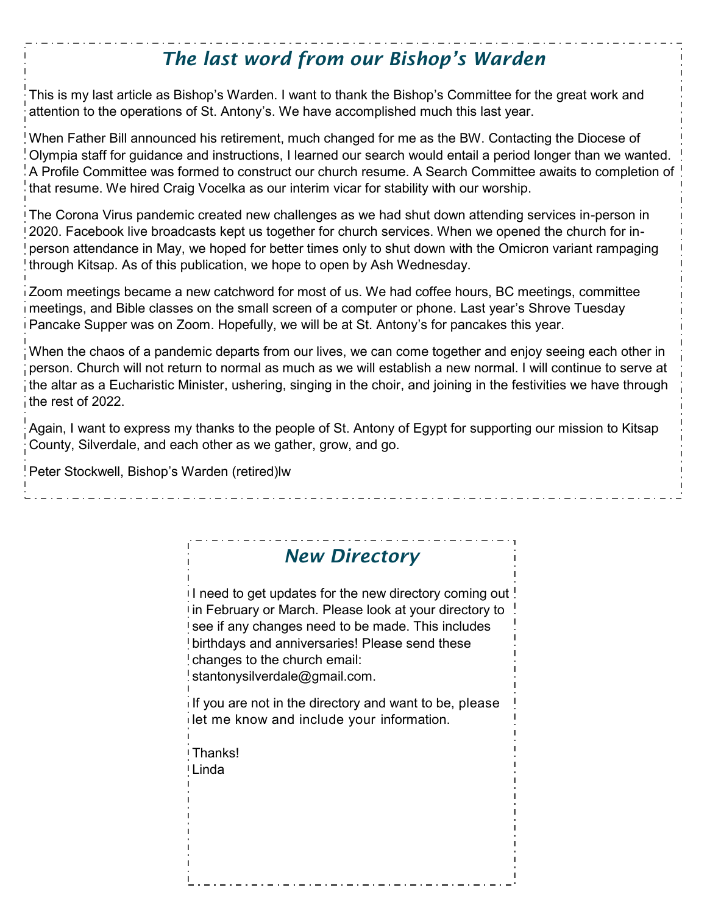## The last word from our Bishop's Warden

This is my last article as Bishop's Warden. I want to thank the Bishop's Committee for the great work and attention to the operations of St. Antony's. We have accomplished much this last year.

When Father Bill announced his retirement, much changed for me as the BW. Contacting the Diocese of Olympia staff for guidance and instructions, I learned our search would entail a period longer than we wanted. A Profile Committee was formed to construct our church resume. A Search Committee awaits to completion of that resume. We hired Craig Vocelka as our interim vicar for stability with our worship.

The Corona Virus pandemic created new challenges as we had shut down attending services in-person in 2020. Facebook live broadcasts kept us together for church services. When we opened the church for in-person attendance in May, we hoped for better times only to shut down with the Omicron variant rampaging through Kitsap. As of this publication, we hope to open by Ash Wednesday.

Zoom meetings became a new catchword for most of us. We had coffee hours, BC meetings, committee meetings, and Bible classes on the small screen of a computer or phone. Last year's Shrove Tuesday Pancake Supper was on Zoom. Hopefully, we will be at St. Antony's for pancakes this year.

When the chaos of a pandemic departs from our lives, we can come together and enjoy seeing each other in person. Church will not return to normal as much as we will establish a new normal. I will continue to serve at the altar as a Eucharistic Minister, ushering, singing in the choir, and joining in the festivities we have through the rest of 2022.

Again, I want to express my thanks to the people of St. Antony of Egypt for supporting our mission to Kitsap County, Silverdale, and each other as we gather, grow, and go.

Peter Stockwell, Bishop's Warden (retired)lw

## New Directory

I need to get updates for the new directory coming out in February or March. Please look at your directory to see if any changes need to be made. This includes birthdays and anniversaries! Please send these changes to the church email: stantonysilverdale@gmail.com.

If you are not in the directory and want to be, please let me know and include your information.

Thanks!
Linda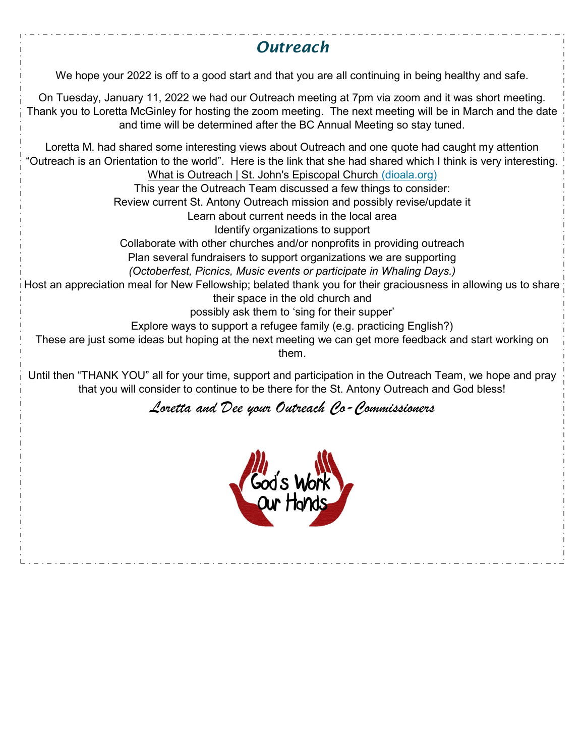## *Outreach*

We hope your 2022 is off to a good start and that you are all continuing in being healthy and safe.

On Tuesday, January 11, 2022 we had our Outreach meeting at 7pm via zoom and it was short meeting. Thank you to Loretta McGinley for hosting the zoom meeting. The next meeting will be in March and the date and time will be determined after the BC Annual Meeting so stay tuned.

Loretta M. had shared some interesting views about Outreach and one quote had caught my attention "Outreach is an Orientation to the world". Here is the link that she had shared which I think is very interesting.

What is Outreach | St. John's Episcopal Church (dioala.org)

This year the Outreach Team discussed a few things to consider:

Review current St. Antony Outreach mission and possibly revise/update it

Learn about current needs in the local area

Identify organizations to support

Collaborate with other churches and/or nonprofits in providing outreach

Plan several fundraisers to support organizations we are supporting

*(Octoberfest, Picnics, Music events or participate in Whaling Days.)*

Host an appreciation meal for New Fellowship; belated thank you for their graciousness in allowing us to share their space in the old church and possibly ask them to 'sing for their supper'

Explore ways to support a refugee family (e.g. practicing English?)

These are just some ideas but hoping at the next meeting we can get more feedback and start working on them.

Until then "THANK YOU" all for your time, support and participation in the Outreach Team, we hope and pray that you will consider to continue to be there for the St. Antony Outreach and God bless!

*Loretta and Dee your Outreach Co-Commissioners*

God's Work Our Hands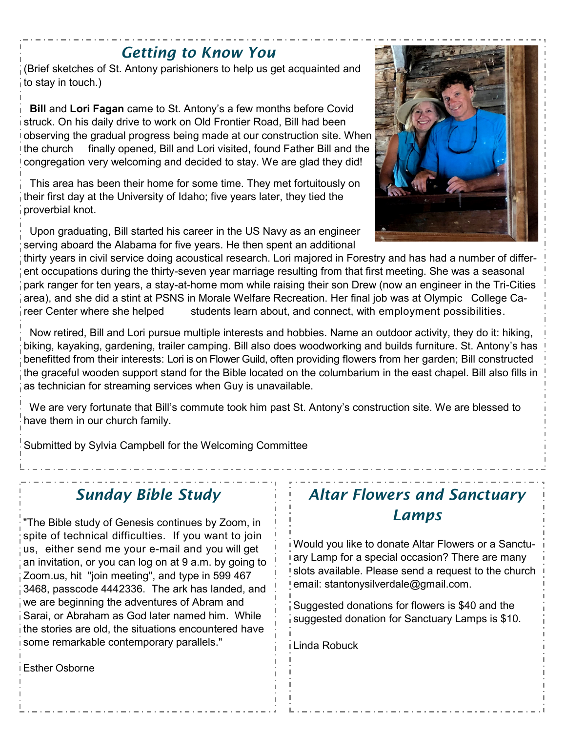## *Getting to Know You*

(Brief sketches of St. Antony parishioners to help us get acquainted and to stay in touch.)

**Bill** and **Lori Fagan** came to St. Antony's a few months before Covid struck. On his daily drive to work on Old Frontier Road, Bill had been observing the gradual progress being made at our construction site. When the church finally opened, Bill and Lori visited, found Father Bill and the congregation very welcoming and decided to stay. We are glad they did!

This area has been their home for some time. They met fortuitously on their first day at the University of Idaho; five years later, they tied the proverbial knot.

Upon graduating, Bill started his career in the US Navy as an engineer serving aboard the Alabama for five years. He then spent an additional thirty years in civil service doing acoustical research. Lori majored in Forestry and has had a number of different occupations during the thirty-seven year marriage resulting from that first meeting. She was a seasonal park ranger for ten years, a stay-at-home mom while raising their son Drew (now an engineer in the Tri-Cities area), and she did a stint at PSNS in Morale Welfare Recreation. Her final job was at Olympic College Career Center where she helped students learn about, and connect, with employment possibilities.

Now retired, Bill and Lori pursue multiple interests and hobbies. Name an outdoor activity, they do it: hiking, biking, kayaking, gardening, trailer camping. Bill also does woodworking and builds furniture. St. Antony's has benefitted from their interests: Lori is on Flower Guild, often providing flowers from her garden; Bill constructed the graceful wooden support stand for the Bible located on the columbarium in the east chapel. Bill also fills in as technician for streaming services when Guy is unavailable.

We are very fortunate that Bill's commute took him past St. Antony's construction site. We are blessed to have them in our church family.

Submitted by Sylvia Campbell for the Welcoming Committee

## *Sunday Bible Study*

"The Bible study of Genesis continues by Zoom, in spite of technical difficulties. If you want to join us, either send me your e-mail and you will get an invitation, or you can log on at 9 a.m. by going to Zoom.us, hit "join meeting", and type in 599 467 3468, passcode 4442336. The ark has landed, and we are beginning the adventures of Abram and Sarai, or Abraham as God later named him. While the stories are old, the situations encountered have some remarkable contemporary parallels."

Esther Osborne

## *Altar Flowers and Sanctuary Lamps*

Would you like to donate Altar Flowers or a Sanctuary Lamp for a special occasion? There are many slots available. Please send a request to the church email: stantonysilverdale@gmail.com.

Suggested donations for flowers is $40 and the suggested donation for Sanctuary Lamps is $10.

Linda Robuck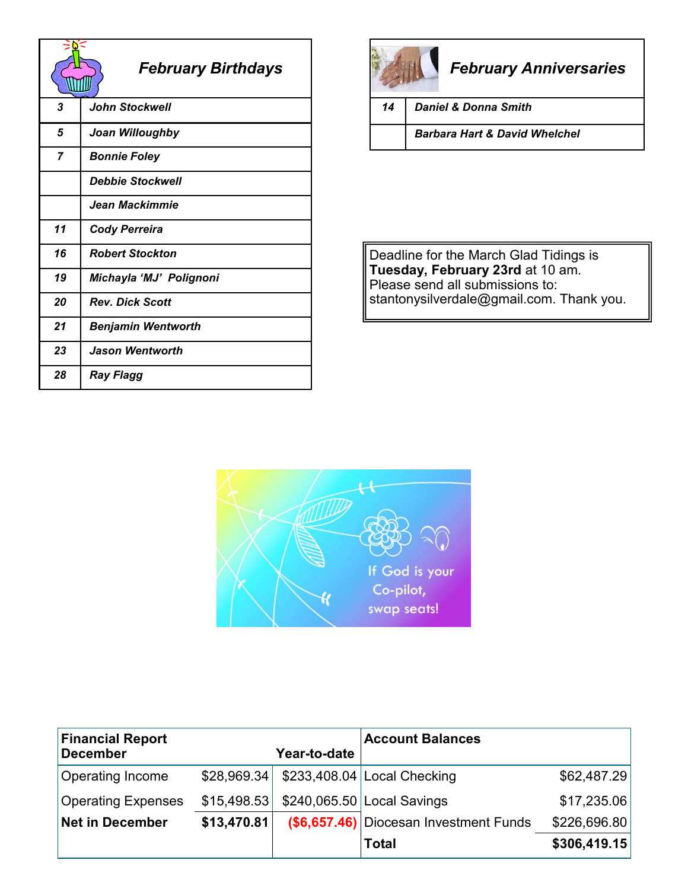## *February Birthdays*

| | |
|---|---|
| 3 | John Stockwell |
| 5 | Joan Willoughby |
| 7 | Bonnie Foley |
| | Debbie Stockwell |
| | Jean Mackimmie |
| 11 | Cody Perreira |
| 16 | Robert Stockton |
| 19 | Michayla 'MJ' Polignoni |
| 20 | Rev. Dick Scott |
| 21 | Benjamin Wentworth |
| 23 | Jason Wentworth |
| 28 | Ray Flagg |

## *February Anniversaries*

| | |
|---|---|
| 14 | Daniel & Donna Smith |
| | Barbara Hart & David Whelchel |

Deadline for the March Glad Tidings is **Tuesday, February 23rd** at 10 am. Please send all submissions to: stantonysilverdale@gmail.com. Thank you.

If God is your Co-pilot, swap seats!

| **Financial Report December** | | **Year-to-date** | **Account Balances** | |
|---|---|---|---|---|
| Operating Income | $28,969.34 | $233,408.04 | Local Checking | $62,487.29 |
| Operating Expenses | $15,498.53 | $240,065.50 | Local Savings | $17,235.06 |
| **Net in December** | **$13,470.81** | **($6,657.46)** | Diocesan Investment Funds | $226,696.80 |
| | | | **Total** | **$306,419.15** |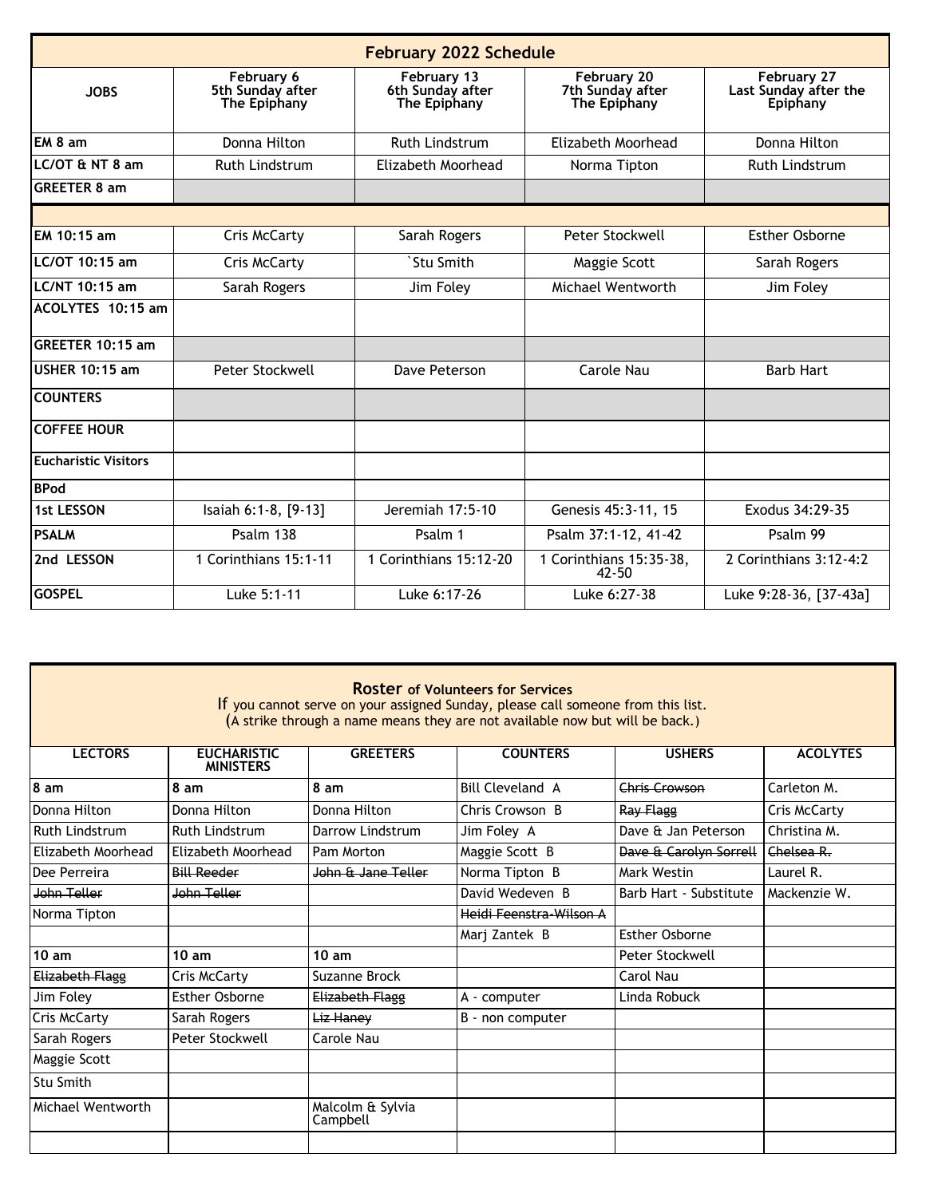## February 2022 Schedule

| JOBS | February 6 5th Sunday after The Epiphany | February 13 6th Sunday after The Epiphany | February 20 7th Sunday after The Epiphany | February 27 Last Sunday after the Epiphany |
|---|---|---|---|---|
| EM 8 am | Donna Hilton | Ruth Lindstrum | Elizabeth Moorhead | Donna Hilton |
| LC/OT & NT 8 am | Ruth Lindstrum | Elizabeth Moorhead | Norma Tipton | Ruth Lindstrum |
| GREETER 8 am | | | | |
| | | | | |
| EM 10:15 am | Cris McCarty | Sarah Rogers | Peter Stockwell | Esther Osborne |
| LC/OT 10:15 am | Cris McCarty | `Stu Smith | Maggie Scott | Sarah Rogers |
| LC/NT 10:15 am | Sarah Rogers | Jim Foley | Michael Wentworth | Jim Foley |
| ACOLYTES 10:15 am | | | | |
| GREETER 10:15 am | | | | |
| USHER 10:15 am | Peter Stockwell | Dave Peterson | Carole Nau | Barb Hart |
| COUNTERS | | | | |
| COFFEE HOUR | | | | |
| Eucharistic Visitors | | | | |
| BPod | | | | |
| 1st LESSON | Isaiah 6:1-8, [9-13] | Jeremiah 17:5-10 | Genesis 45:3-11, 15 | Exodus 34:29-35 |
| PSALM | Psalm 138 | Psalm 1 | Psalm 37:1-12, 41-42 | Psalm 99 |
| 2nd LESSON | 1 Corinthians 15:1-11 | 1 Corinthians 15:12-20 | 1 Corinthians 15:35-38, 42-50 | 2 Corinthians 3:12-4:2 |
| GOSPEL | Luke 5:1-11 | Luke 6:17-26 | Luke 6:27-38 | Luke 9:28-36, [37-43a] |

## Roster of Volunteers for Services

If you cannot serve on your assigned Sunday, please call someone from this list.
(A strike through a name means they are not available now but will be back.)

| LECTORS | EUCHARISTIC MINISTERS | GREETERS | COUNTERS | USHERS | ACOLYTES |
|---|---|---|---|---|---|
| **8 am** | **8 am** | **8 am** | Bill Cleveland A | ~~Chris Crowson~~ | Carleton M. |
| Donna Hilton | Donna Hilton | Donna Hilton | Chris Crowson B | ~~Ray Flagg~~ | Cris McCarty |
| Ruth Lindstrum | Ruth Lindstrum | Darrow Lindstrum | Jim Foley A | Dave & Jan Peterson | Christina M. |
| Elizabeth Moorhead | Elizabeth Moorhead | Pam Morton | Maggie Scott B | ~~Dave & Carolyn Sorrell~~ | ~~Chelsea R.~~ |
| Dee Perreira | ~~Bill Reeder~~ | ~~John & Jane Teller~~ | Norma Tipton B | Mark Westin | Laurel R. |
| ~~John Teller~~ | ~~John Teller~~ | | David Wedeven B | Barb Hart - Substitute | Mackenzie W. |
| Norma Tipton | | | ~~Heidi Feenstra-Wilson A~~ | | |
| | | | Marj Zantek B | Esther Osborne | |
| **10 am** | **10 am** | **10 am** | | Peter Stockwell | |
| ~~Elizabeth Flagg~~ | Cris McCarty | Suzanne Brock | | Carol Nau | |
| Jim Foley | Esther Osborne | ~~Elizabeth Flagg~~ | A - computer | Linda Robuck | |
| Cris McCarty | Sarah Rogers | ~~Liz Haney~~ | B - non computer | | |
| Sarah Rogers | Peter Stockwell | Carole Nau | | | |
| Maggie Scott | | | | | |
| Stu Smith | | | | | |
| Michael Wentworth | | Malcolm & Sylvia Campbell | | | |
| | | | | | |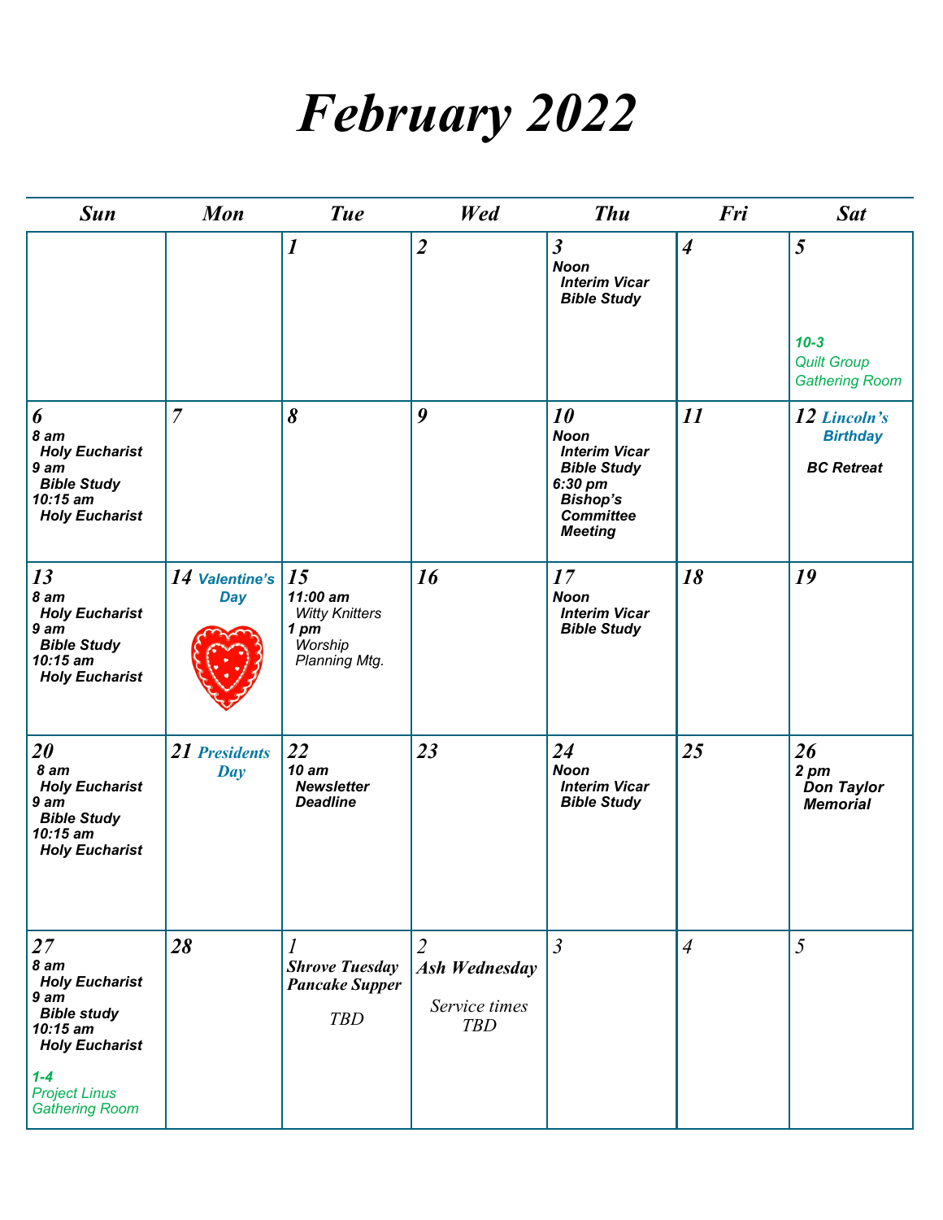# February 2022

| Sun | Mon | Tue | Wed | Thu | Fri | Sat |
|---|---|---|---|---|---|---|
| | | **1** | **2** | **3** Noon Interim Vicar Bible Study | **4** | **5** 10-3 Quilt Group Gathering Room |
| **6** 8 am Holy Eucharist 9 am Bible Study 10:15 am Holy Eucharist | **7** | **8** | **9** | **10** Noon Interim Vicar Bible Study 6:30 pm Bishop's Committee Meeting | **11** | **12** Lincoln's Birthday BC Retreat |
| **13** 8 am Holy Eucharist 9 am Bible Study 10:15 am Holy Eucharist | **14** Valentine's Day | **15** 11:00 am Witty Knitters 1 pm Worship Planning Mtg. | **16** | **17** Noon Interim Vicar Bible Study | **18** | **19** |
| **20** 8 am Holy Eucharist 9 am Bible Study 10:15 am Holy Eucharist | **21** Presidents Day | **22** 10 am Newsletter Deadline | **23** | **24** Noon Interim Vicar Bible Study | **25** | **26** 2 pm Don Taylor Memorial |
| **27** 8 am Holy Eucharist 9 am Bible study 10:15 am Holy Eucharist 1-4 Project Linus Gathering Room | **28** | 1 Shrove Tuesday Pancake Supper TBD | 2 Ash Wednesday Service times TBD | 3 | 4 | 5 |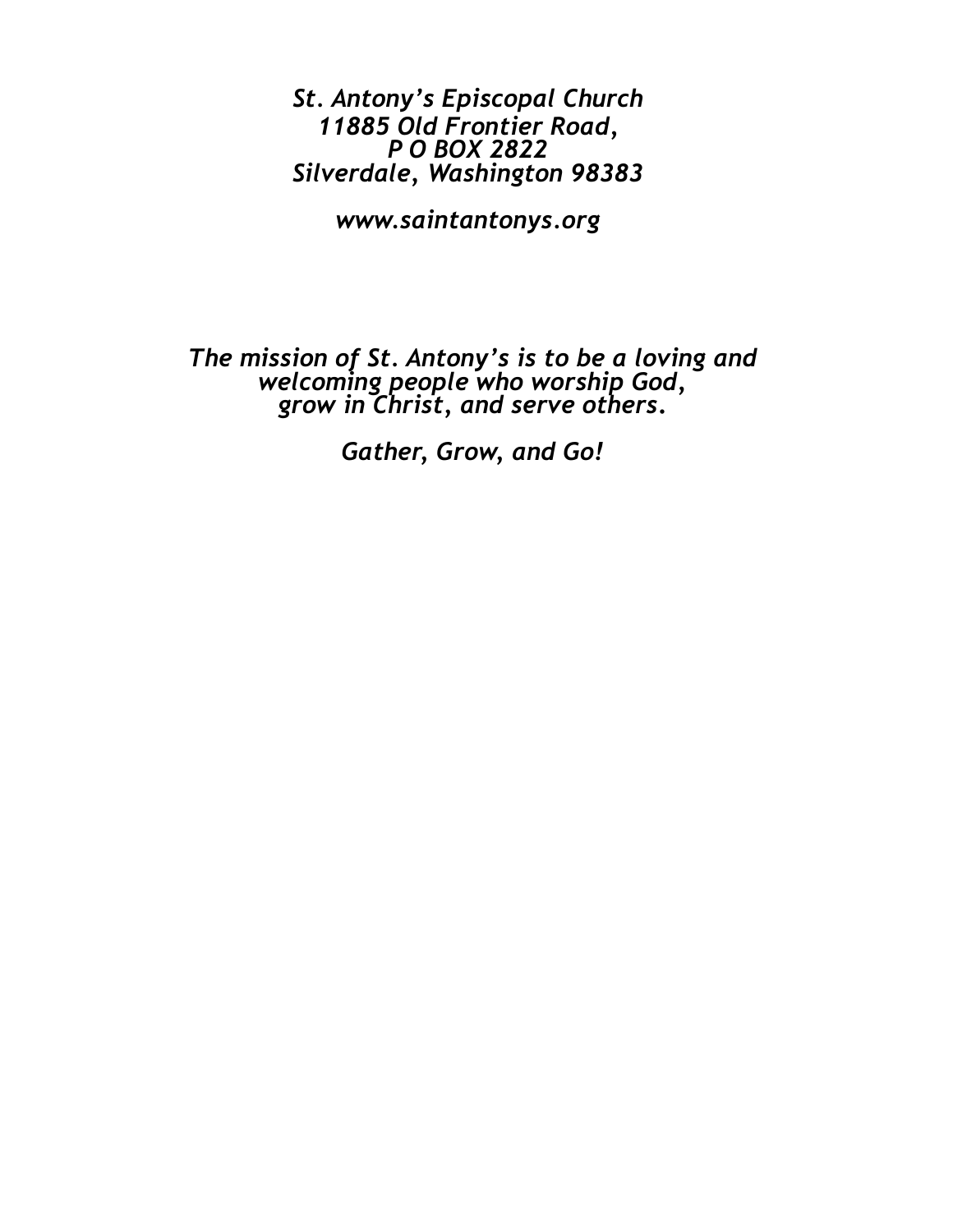*St. Antony's Episcopal Church*
*11885 Old Frontier Road,*
*P O BOX 2822*
*Silverdale, Washington 98383*

*www.saintantonys.org*

*The mission of St. Antony's is to be a loving and welcoming people who worship God, grow in Christ, and serve others.*

*Gather, Grow, and Go!*